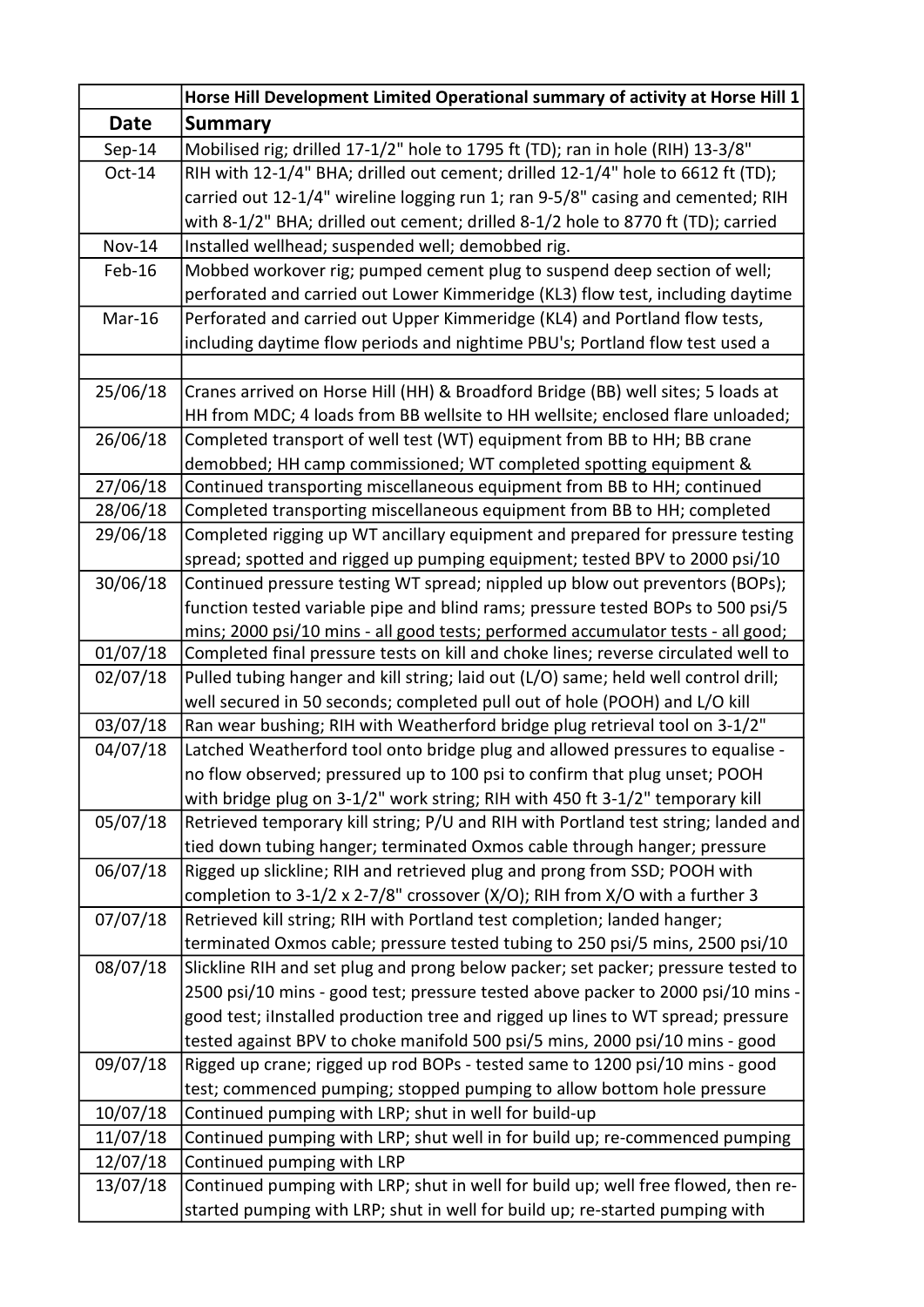| | Horse Hill Development Limited Operational summary of activity at Horse Hill 1 |
|---|---|
| **Date** | **Summary** |
| Sep-14 | Mobilised rig; drilled 17-1/2" hole to 1795 ft (TD); ran in hole (RIH) 13-3/8" |
| Oct-14 | RIH with 12-1/4" BHA; drilled out cement; drilled 12-1/4" hole to 6612 ft (TD); carried out 12-1/4" wireline logging run 1; ran 9-5/8" casing and cemented; RIH with 8-1/2" BHA; drilled out cement; drilled 8-1/2 hole to 8770 ft (TD); carried |
| Nov-14 | Installed wellhead; suspended well; demobbed rig. |
| Feb-16 | Mobbed workover rig; pumped cement plug to suspend deep section of well; perforated and carried out Lower Kimmeridge (KL3) flow test, including daytime |
| Mar-16 | Perforated and carried out Upper Kimmeridge (KL4) and Portland flow tests, including daytime flow periods and nightime PBU's; Portland flow test used a |
| | |
| 25/06/18 | Cranes arrived on Horse Hill (HH) & Broadford Bridge (BB) well sites; 5 loads at HH from MDC; 4 loads from BB wellsite to HH wellsite; enclosed flare unloaded; |
| 26/06/18 | Completed transport of well test (WT) equipment from BB to HH; BB crane demobbed; HH camp commissioned; WT completed spotting equipment & |
| 27/06/18 | Continued transporting miscellaneous equipment from BB to HH; continued |
| 28/06/18 | Completed transporting miscellaneous equipment from BB to HH; completed |
| 29/06/18 | Completed rigging up WT ancillary equipment and prepared for pressure testing spread; spotted and rigged up pumping equipment; tested BPV to 2000 psi/10 |
| 30/06/18 | Continued pressure testing WT spread; nippled up blow out preventors (BOPs); function tested variable pipe and blind rams; pressure tested BOPs to 500 psi/5 mins; 2000 psi/10 mins - all good tests; performed accumulator tests - all good; |
| 01/07/18 | Completed final pressure tests on kill and choke lines; reverse circulated well to |
| 02/07/18 | Pulled tubing hanger and kill string; laid out (L/O) same; held well control drill; well secured in 50 seconds; completed pull out of hole (POOH) and L/O kill |
| 03/07/18 | Ran wear bushing; RIH with Weatherford bridge plug retrieval tool on 3-1/2" |
| 04/07/18 | Latched Weatherford tool onto bridge plug and allowed pressures to equalise - no flow observed; pressured up to 100 psi to confirm that plug unset; POOH with bridge plug on 3-1/2" work string; RIH with 450 ft 3-1/2" temporary kill |
| 05/07/18 | Retrieved temporary kill string; P/U and RIH with Portland test string; landed and tied down tubing hanger; terminated Oxmos cable through hanger; pressure |
| 06/07/18 | Rigged up slickline; RIH and retrieved plug and prong from SSD; POOH with completion to 3-1/2 x 2-7/8" crossover (X/O); RIH from X/O with a further 3 |
| 07/07/18 | Retrieved kill string; RIH with Portland test completion; landed hanger; terminated Oxmos cable; pressure tested tubing to 250 psi/5 mins, 2500 psi/10 |
| 08/07/18 | Slickline RIH and set plug and prong below packer; set packer; pressure tested to 2500 psi/10 mins - good test; pressure tested above packer to 2000 psi/10 mins - good test; iInstalled production tree and rigged up lines to WT spread; pressure tested against BPV to choke manifold 500 psi/5 mins, 2000 psi/10 mins - good |
| 09/07/18 | Rigged up crane; rigged up rod BOPs - tested same to 1200 psi/10 mins - good test; commenced pumping; stopped pumping to allow bottom hole pressure |
| 10/07/18 | Continued pumping with LRP; shut in well for build-up |
| 11/07/18 | Continued pumping with LRP; shut well in for build up; re-commenced pumping |
| 12/07/18 | Continued pumping with LRP |
| 13/07/18 | Continued pumping with LRP; shut in well for build up; well free flowed, then re-started pumping with LRP; shut in well for build up; re-started pumping with |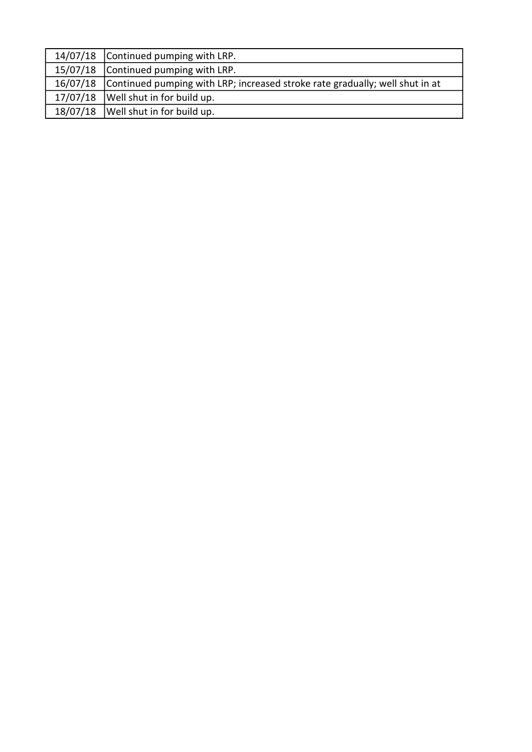| | |
|---|---|
| 14/07/18 | Continued pumping with LRP. |
| 15/07/18 | Continued pumping with LRP. |
| 16/07/18 | Continued pumping with LRP; increased stroke rate gradually; well shut in at |
| 17/07/18 | Well shut in for build up. |
| 18/07/18 | Well shut in for build up. |